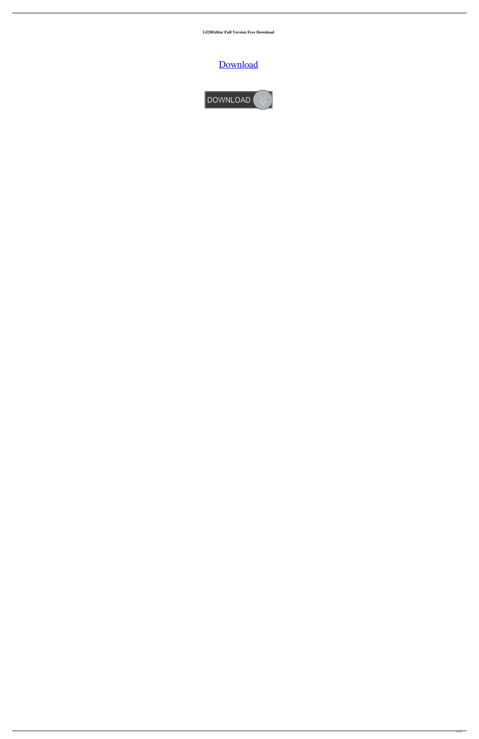**GI20Editor Full Version Free Download**

Download

DOWNLOAD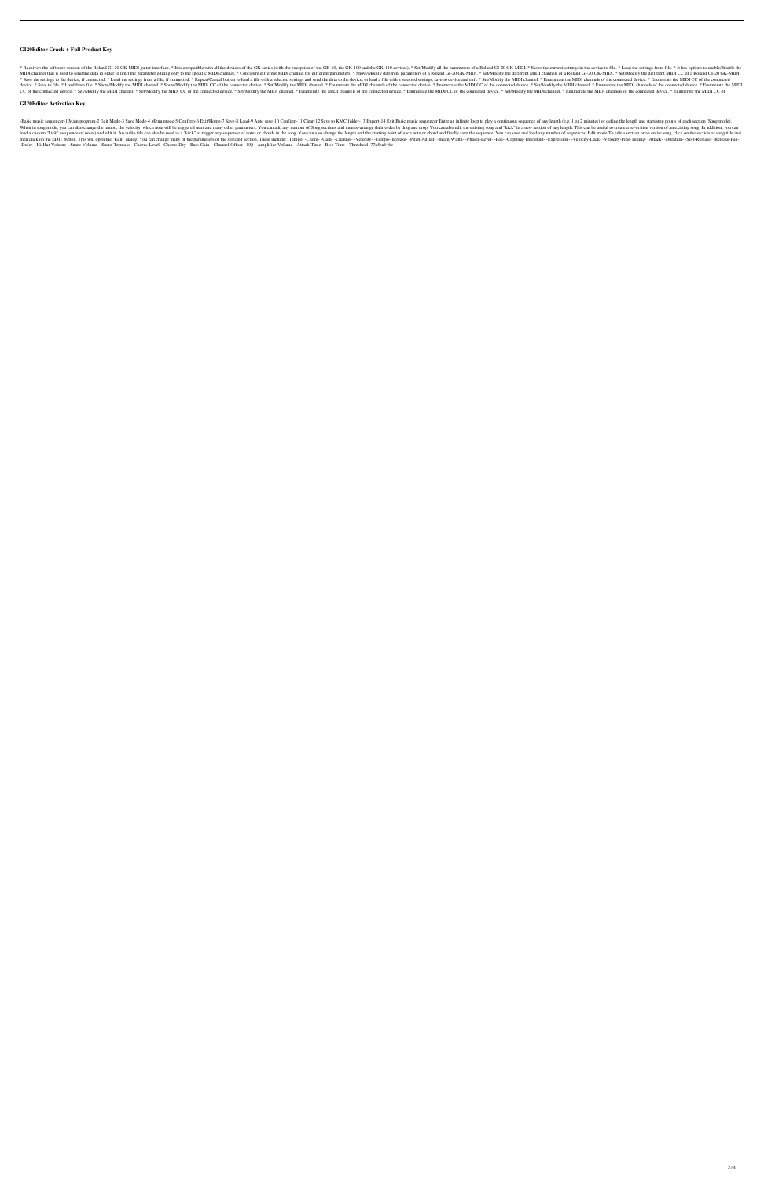## GI20Editor Crack + Full Product Key

* Receiver: the software version of the Roland GI-20 GK-MIDI guitar interface. * It is compatible with all the devices of the GK-series (with the exception of the GK-60, the GK-100 and the GK-110 devices). * Set/Modify all the parameters of a Roland GI-20 GK-MIDI. * Saves the current settings in the device to file. * Load the settings from file. * It has options to enable/disable the MIDI channel that is used to send the data in order to limit the parameter editing only to the specific MIDI channel. * Configure different MIDI channel for different parameters. * Show/Modify different parameters of a Roland GI-20 GK-MIDI. * Set/Modify the different MIDI channels of a Roland GI-20 GK-MIDI. * Set/Modify the different MIDI CC of a Roland GI-20 GK-MIDI. * Save the settings to the device, if connected. * Load the settings from a file, if connected. * Repeat/Cancel button to load a file with a selected settings and send the data to the device, or load a file with a selected settings, save to device and exit. * Set/Modify the MIDI channel. * Enumerate the MIDI channels of the connected device. * Enumerate the MIDI CC of the connected device. * Save to file. * Load from file. * Show/Modify the MIDI channel. * Show/Modify the MIDI CC of the connected device. * Set/Modify the MIDI channel. * Enumerate the MIDI channels of the connected device. * Enumerate the MIDI CC of the connected device. * Set/Modify the MIDI channel. * Enumerate the MIDI channels of the connected device. * Enumerate the MIDI CC of the connected device. * Set/Modify the MIDI channel. * Set/Modify the MIDI CC of the connected device. * Set/Modify the MIDI channel. * Enumerate the MIDI channels of the connected device. * Enumerate the MIDI CC of the connected device. * Set/Modify the MIDI channel. * Enumerate the MIDI channels of the connected device. * Enumerate the MIDI CC of

## GI20Editor Activation Key

-Basic music sequencer-1 Main program-2 Edit Mode-3 Save Mode-4 Menu mode-5 Confirm-6 Exit/Home-7 Save-8 Load-9 Auto save-10 Confirm-11 Clear-12 Save to KMC folder-13 Export-14 Exit Basic music sequencer Enter an infinite loop to play a continuous sequence of any length (e.g. 1 or 2 minutes) or define the length and start/stop points of each section (Song mode). When in song mode, you can also change the tempo, the velocity, which note will be triggered next and many other parameters. You can add any number of Song sections and then re-arrange their order by drag and drop. You can also edit the existing song and "kick" in a new section of any length. This can be useful to create a re-written version of an existing song. In addition, you can load a custom "kick" (sequence of notes) and edit it. An audio file can also be used as a "kick" to trigger any sequence of notes or chords in the song. You can also change the length and the starting point of each note or chord and finally save the sequence. You can save and load any number of sequences. Edit mode To edit a section or an entire song, click on the section or song title and then click on the EDIT button. This will open the "Edit" dialog. You can change many of the parameters of the selected section. These include: -Tempo- -Chord- -Gain- -Channel- -Velocity- -Tempo-Increase- -Pitch-Adjust- -Beam-Width- -Phaser-Level- -Pan- -Clipping-Threshold- -Expression- -Velocity-Lock- -Velocity-Fine-Tuning- -Attack- -Duration- -Soft-Release- -Release-Pan- -Defer- -Hi-Hat-Volume- -Snare-Volume- -Snare-Tremolo- -Chorus-Level- -Chorus-Dry- -Bass-Gain- -Channel-Offset- -EQ- -Amplifier-Volume- -Attack-Time- -Rise-Time- -Threshold- 77a5ca646e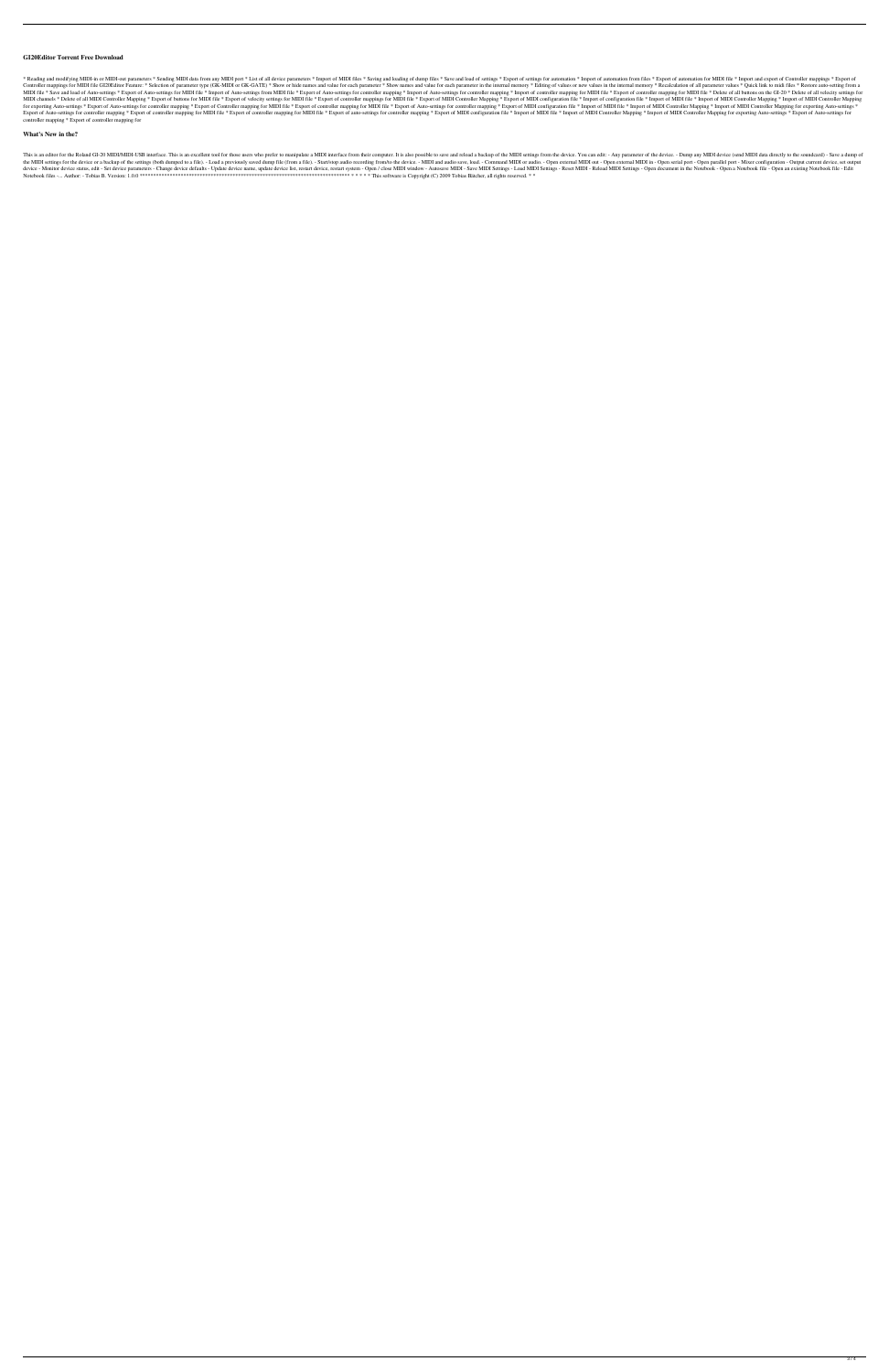## GI20Editor Torrent Free Download

* Reading and modifying MIDI-in or MIDI-out parameters * Sending MIDI data from any MIDI port * List of all device parameters * Import of MIDI files * Saving and loading of dump files * Save and load of settings * Export of settings for automation * Import of automation from files * Export of automation for MIDI file * Import and export of Controller mappings * Export of Controller mappings for MIDI file GI20Editor Feature: * Selection of parameter type (GK-MIDI or GK-GATE) * Show or hide names and value for each parameter * Show names and value for each parameter in the internal memory * Editing of values or new values in the internal memory * Recalculation of all parameter values * Quick link to midi files * Restore auto-setting from a MIDI file * Save and load of Auto-settings * Export of Auto-settings for MIDI file * Import of Auto-settings from MIDI file * Export of Auto-settings for controller mapping * Import of Auto-settings for controller mapping * Import of controller mapping for MIDI file * Export of controller mapping for MIDI file * Delete of all buttons on the GI-20 * Delete of all velocity settings for MIDI channels * Delete of all MIDI Controller Mapping * Export of buttons for MIDI file * Export of velocity settings for MIDI file * Export of controller mappings for MIDI file * Export of MIDI Controller Mapping * Export of MIDI configuration file * Import of configuration file * Import of MIDI file * Import of MIDI Controller Mapping * Import of MIDI Controller Mapping for exporting Auto-settings * Export of Auto-settings for controller mapping * Export of Controller mapping for MIDI file * Export of controller mapping for MIDI file * Export of Auto-settings for controller mapping * Export of MIDI configuration file * Import of MIDI file * Import of MIDI Controller Mapping * Import of MIDI Controller Mapping for exporting Auto-settings * Export of Auto-settings for controller mapping * Export of controller mapping for MIDI file * Export of controller mapping for MIDI file * Export of auto-settings for controller mapping * Export of MIDI configuration file * Import of MIDI file * Import of MIDI Controller Mapping * Import of MIDI Controller Mapping for exporting Auto-settings * Export of Auto-settings for controller mapping * Export of controller mapping for

## What's New in the?

This is an editor for the Roland GI-20 MIDI/MIDI-USB interface. This is an excellent tool for those users who prefer to manipulate a MIDI interface from their computer. It is also possible to save and reload a backup of the MIDI settings from the device. You can edit: - Any parameter of the device. - Dump any MIDI device (send MIDI data directly to the soundcard) - Save a dump of the MIDI settings for the device or a backup of the settings (both dumped to a file). - Load a previously saved dump file (from a file). - Start/stop audio recording from/to the device. - MIDI and audio save, load. - Command MIDI or audio: - Open external MIDI out - Open external MIDI in - Open serial port - Open parallel port - Mixer configuration - Output current device, set output device - Monitor device status, edit - Set device parameters - Change device defaults - Update device name, update device list, restart device, restart system - Open / close MIDI window - Autosave MIDI - Save MIDI Settings - Load MIDI Settings - Reset MIDI - Reload MIDI Settings - Open document in the Notebook - Open a Notebook file - Open an existing Notebook file - Edit Notebook files -. . Author: - Tobias B. Version: 1.0.0 ******************************************************************************** * * * * * This software is Copyright (C) 2009 Tobias Bätcher, all rights reserved. * *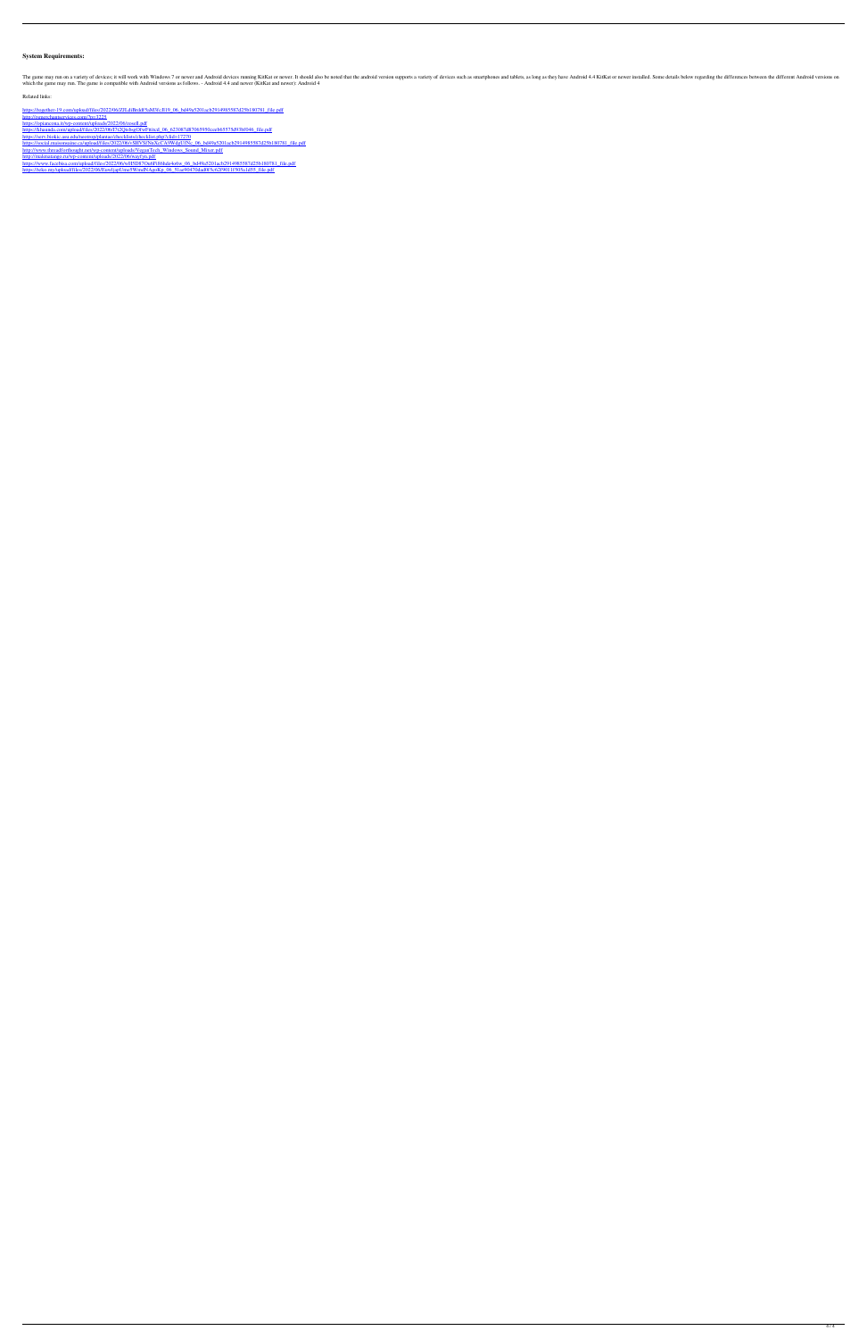**System Requirements:**

The game may run on a variety of devices; it will work with Windows 7 or newer and Android devices running KitKat or newer. It should also be noted that the android version supports a variety of devices such as smartphones and tablets, as long as they have Android 4.4 KitKat or newer installed. Some details below regarding the differences between the different Android versions on which the game may run. The game is compatible with Android versions as follows: - Android 4.4 and newer (KitKat and newer): Android 4

Related links:

https://together-19.com/upload/files/2022/06/ZfLdBrddfSdM3fcJfi19_06_bd49a5201acb2914985587d25b180781_file.pdf
http://ubipharma.pt/wp-content/uploads/2022/06/xx.pdf
http://opiniaomais.com/wp-content/uploads/2022/06/rosell.pdf
https://khanumdu.com/upload/files/2022/06/Tt2QtsbqtSFnPfujcd_06_623087d87065950cceb6557fd93b046_file.pdf
https://serv.biokic.asu.edu/neotrop/plantae/checklists/checklist.php?clid=17270
https://social.maisonsomo.ca/upload/files/2022/06/SHVSfNnXcCA9WdgUfNc_06_bd49a5201acb2914985587d25b180781_file.pdf
http://www.threadforthought.net/wp-content/uploads/VeganTech_Windows_Sound_Mixer.pdf
http://malenatango.ru/wp-content/uploads/2022/06/wayf.rs.pdf
https://www.facebisa.com/upload/files/2022/06/wHSD87OnfFl6bhdc4o6w_06_bd49a5201acb2914985587d25b180781_file.pdf
https://teko.my/upload/files/2022/06/EuwtJqtUme5WmdNAptKp_06_51ae90470da0f5c62f9011f305a1d95_file.pdf